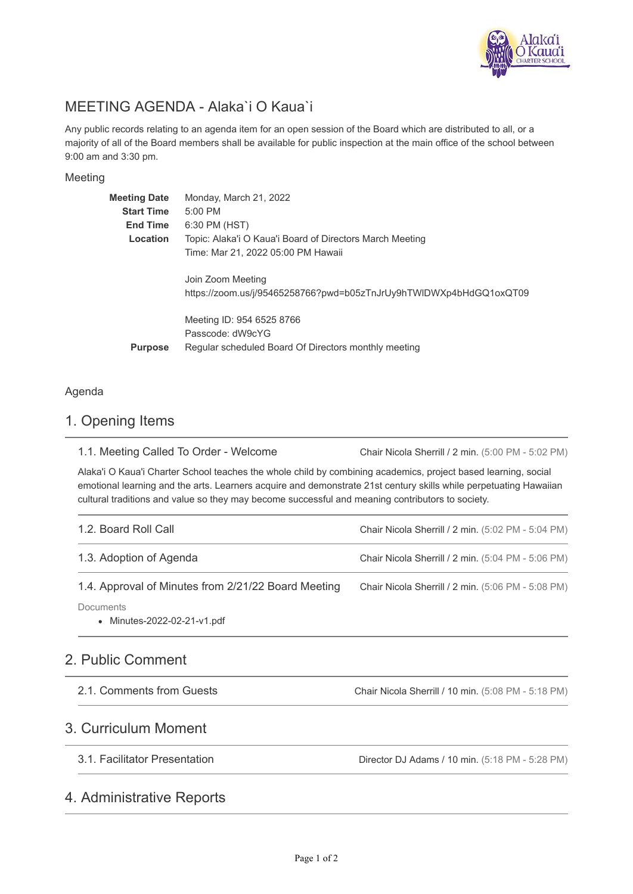# MEETING AGENDA - Alaka`i O Kaua`i

Any public records relating to an agenda item for an open session of the Board which are distributed to all, or a majority of all of the Board members shall be available for public inspection at the main office of the school between 9:00 am and 3:30 pm.

## Meeting

**Meeting Date** Monday, March 21, 2022

**Start Time** 5:00 PM

**End Time** 6:30 PM (HST)

**Location** Topic: Alaka'i O Kaua'i Board of Directors March Meeting
Time: Mar 21, 2022 05:00 PM Hawaii

Join Zoom Meeting
https://zoom.us/j/95465258766?pwd=b05zTnJrUy9hTWlDWXp4bHdGQ1oxQT09

Meeting ID: 954 6525 8766
Passcode: dW9cYG

**Purpose** Regular scheduled Board Of Directors monthly meeting

## Agenda

## 1. Opening Items

### 1.1. Meeting Called To Order - Welcome

Chair Nicola Sherrill / 2 min. (5:00 PM - 5:02 PM)

Alaka'i O Kaua'i Charter School teaches the whole child by combining academics, project based learning, social emotional learning and the arts. Learners acquire and demonstrate 21st century skills while perpetuating Hawaiian cultural traditions and value so they may become successful and meaning contributors to society.

### 1.2. Board Roll Call

Chair Nicola Sherrill / 2 min. (5:02 PM - 5:04 PM)

### 1.3. Adoption of Agenda

Chair Nicola Sherrill / 2 min. (5:04 PM - 5:06 PM)

### 1.4. Approval of Minutes from 2/21/22 Board Meeting

Chair Nicola Sherrill / 2 min. (5:06 PM - 5:08 PM)

Documents

- Minutes-2022-02-21-v1.pdf

## 2. Public Comment

### 2.1. Comments from Guests

Chair Nicola Sherrill / 10 min. (5:08 PM - 5:18 PM)

## 3. Curriculum Moment

### 3.1. Facilitator Presentation

Director DJ Adams / 10 min. (5:18 PM - 5:28 PM)

## 4. Administrative Reports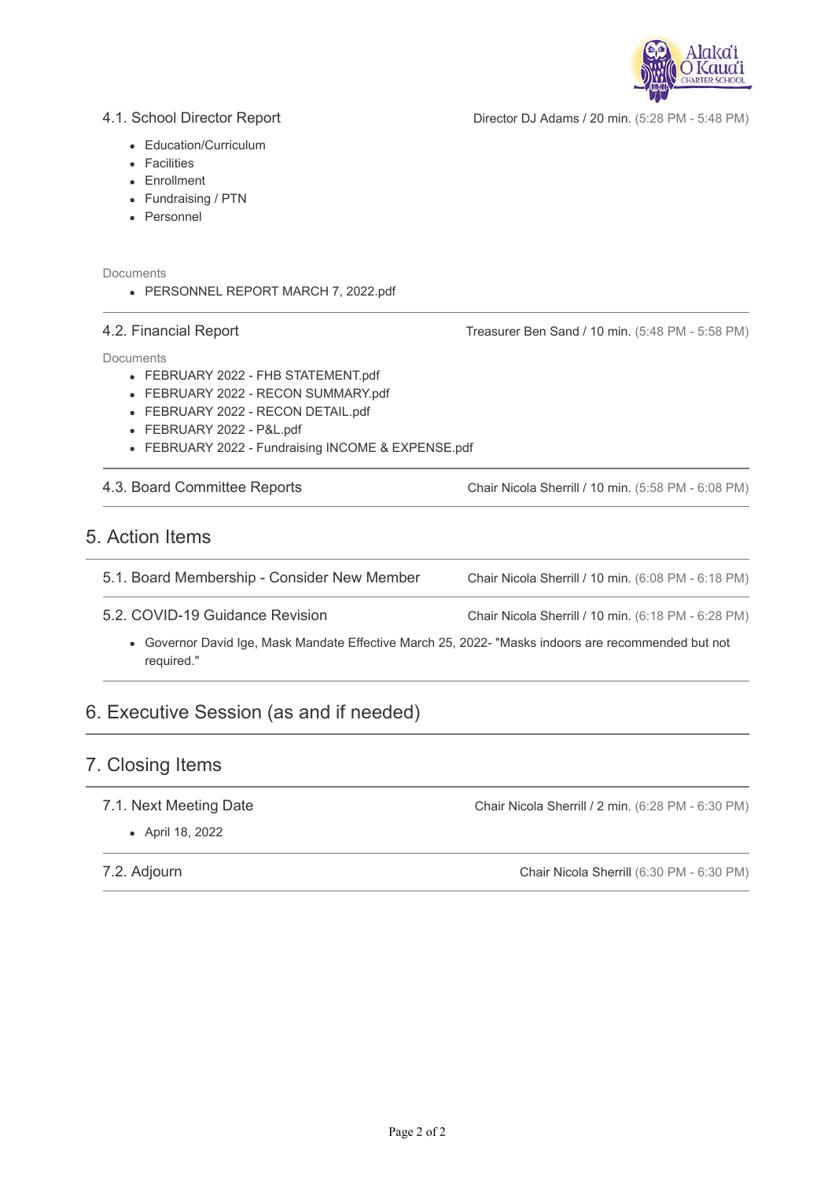### 4.1. School Director Report

Director DJ Adams / 20 min. (5:28 PM - 5:48 PM)

- Education/Curriculum
- Facilities
- Enrollment
- Fundraising / PTN
- Personnel

Documents

- PERSONNEL REPORT MARCH 7, 2022.pdf

### 4.2. Financial Report

Treasurer Ben Sand / 10 min. (5:48 PM - 5:58 PM)

Documents

- FEBRUARY 2022 - FHB STATEMENT.pdf
- FEBRUARY 2022 - RECON SUMMARY.pdf
- FEBRUARY 2022 - RECON DETAIL.pdf
- FEBRUARY 2022 - P&L.pdf
- FEBRUARY 2022 - Fundraising INCOME & EXPENSE.pdf

### 4.3. Board Committee Reports

Chair Nicola Sherrill / 10 min. (5:58 PM - 6:08 PM)

## 5. Action Items

### 5.1. Board Membership - Consider New Member

Chair Nicola Sherrill / 10 min. (6:08 PM - 6:18 PM)

### 5.2. COVID-19 Guidance Revision

Chair Nicola Sherrill / 10 min. (6:18 PM - 6:28 PM)

- Governor David Ige, Mask Mandate Effective March 25, 2022- "Masks indoors are recommended but not required."

## 6. Executive Session (as and if needed)

## 7. Closing Items

### 7.1. Next Meeting Date

Chair Nicola Sherrill / 2 min. (6:28 PM - 6:30 PM)

- April 18, 2022

### 7.2. Adjourn

Chair Nicola Sherrill (6:30 PM - 6:30 PM)